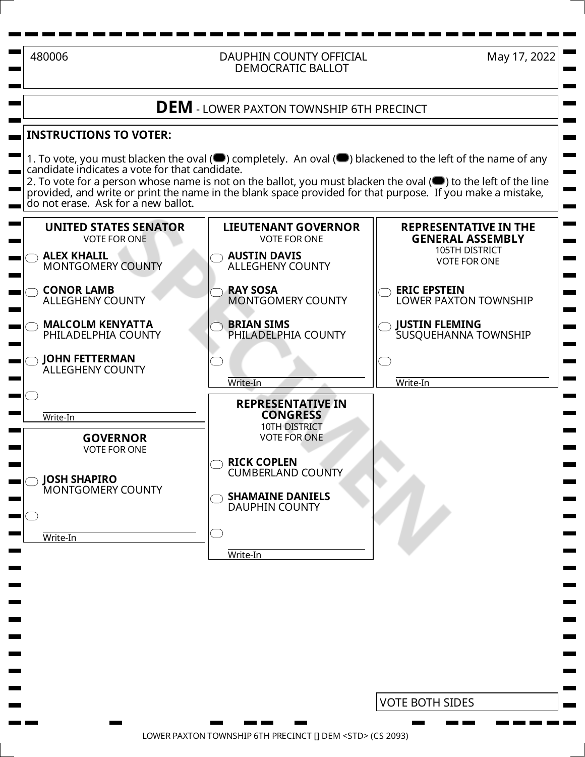480006

DAUPHIN COUNTY OFFICIAL
DEMOCRATIC BALLOT

May 17, 2022

# DEM - LOWER PAXTON TOWNSHIP 6TH PRECINCT

**INSTRUCTIONS TO VOTER:**

1. To vote, you must blacken the oval (⬬) completely. An oval (⬬) blackened to the left of the name of any candidate indicates a vote for that candidate.
2. To vote for a person whose name is not on the ballot, you must blacken the oval (⬬) to the left of the line provided, and write or print the name in the blank space provided for that purpose. If you make a mistake, do not erase. Ask for a new ballot.

## UNITED STATES SENATOR

VOTE FOR ONE

- ⬭ **ALEX KHALIL** MONTGOMERY COUNTY
- ⬭ **CONOR LAMB** ALLEGHENY COUNTY
- ⬭ **MALCOLM KENYATTA** PHILADELPHIA COUNTY
- ⬭ **JOHN FETTERMAN** ALLEGHENY COUNTY
- ⬭ ______________ Write-In

## GOVERNOR

VOTE FOR ONE

- ⬭ **JOSH SHAPIRO** MONTGOMERY COUNTY
- ⬭ ______________ Write-In

## LIEUTENANT GOVERNOR

VOTE FOR ONE

- ⬭ **AUSTIN DAVIS** ALLEGHENY COUNTY
- ⬭ **RAY SOSA** MONTGOMERY COUNTY
- ⬭ **BRIAN SIMS** PHILADELPHIA COUNTY
- ⬭ ______________ Write-In

## REPRESENTATIVE IN CONGRESS

10TH DISTRICT
VOTE FOR ONE

- ⬭ **RICK COPLEN** CUMBERLAND COUNTY
- ⬭ **SHAMAINE DANIELS** DAUPHIN COUNTY
- ⬭ ______________ Write-In

## REPRESENTATIVE IN THE GENERAL ASSEMBLY

105TH DISTRICT
VOTE FOR ONE

- ⬭ **ERIC EPSTEIN** LOWER PAXTON TOWNSHIP
- ⬭ **JUSTIN FLEMING** SUSQUEHANNA TOWNSHIP
- ⬭ ______________ Write-In

VOTE BOTH SIDES

LOWER PAXTON TOWNSHIP 6TH PRECINCT [] DEM <STD> (CS 2093)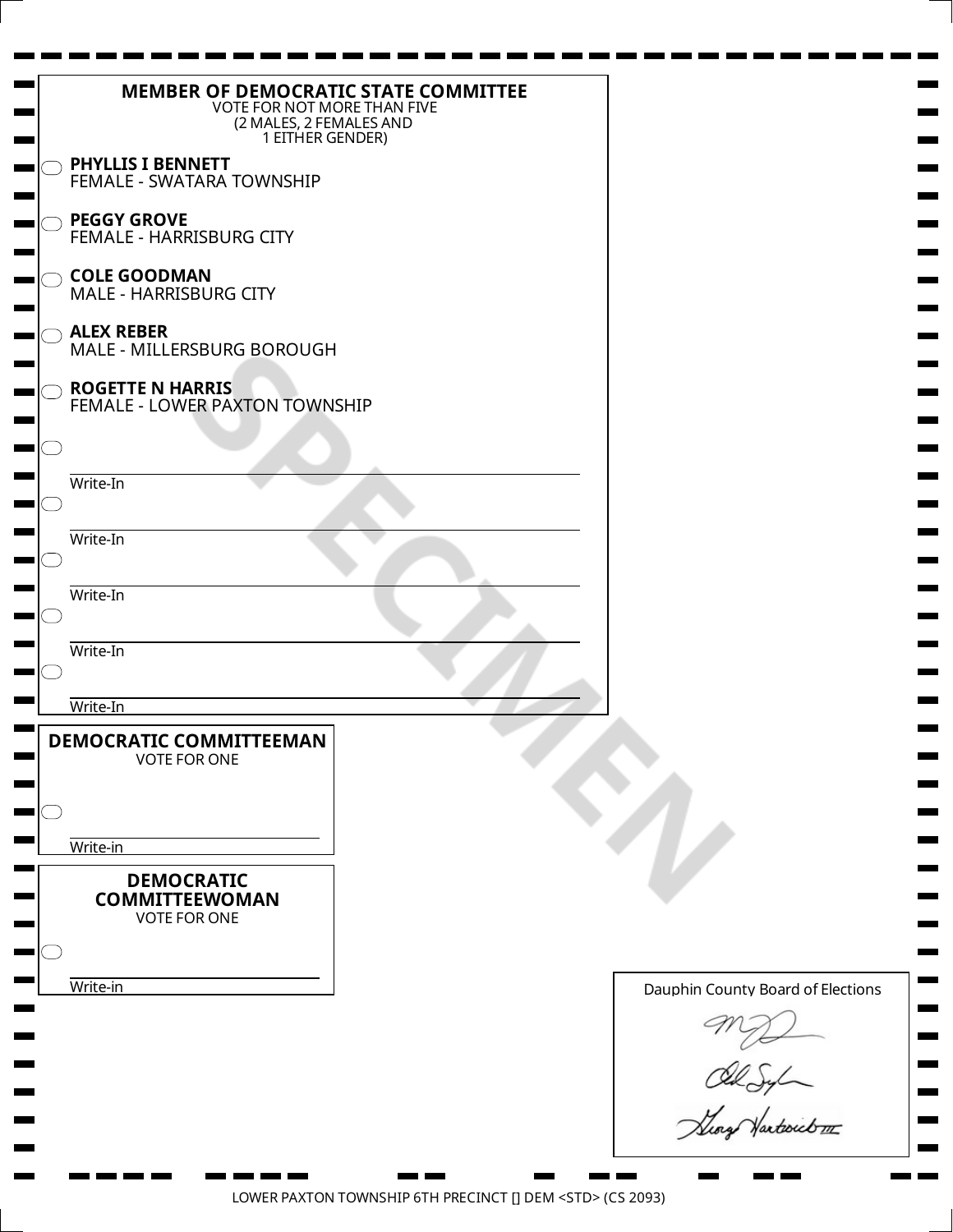## MEMBER OF DEMOCRATIC STATE COMMITTEE

VOTE FOR NOT MORE THAN FIVE
(2 MALES, 2 FEMALES AND
1 EITHER GENDER)

- ⬭ **PHYLLIS I BENNETT**
  FEMALE - SWATARA TOWNSHIP
- ⬭ **PEGGY GROVE**
  FEMALE - HARRISBURG CITY
- ⬭ **COLE GOODMAN**
  MALE - HARRISBURG CITY
- ⬭ **ALEX REBER**
  MALE - MILLERSBURG BOROUGH
- ⬭ **ROGETTE N HARRIS**
  FEMALE - LOWER PAXTON TOWNSHIP
- ⬭ ____________________
  Write-In
- ⬭ ____________________
  Write-In
- ⬭ ____________________
  Write-In
- ⬭ ____________________
  Write-In
- ⬭ ____________________
  Write-In

## DEMOCRATIC COMMITTEEMAN

VOTE FOR ONE

- ⬭ ____________________
  Write-in

## DEMOCRATIC COMMITTEEWOMAN

VOTE FOR ONE

- ⬭ ____________________
  Write-in

Dauphin County Board of Elections

SPECIMEN

LOWER PAXTON TOWNSHIP 6TH PRECINCT [] DEM <STD> (CS 2093)